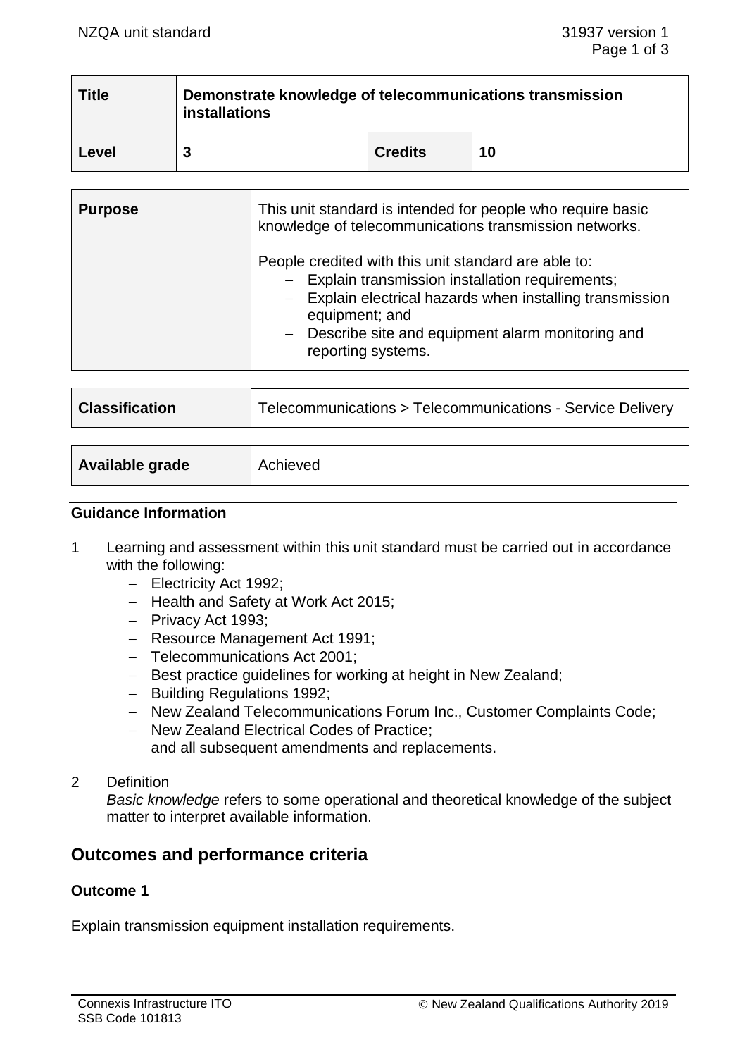| Title | Demonstrate knowledge of telecommunications transmission installations | | |
|---|---|---|---|
| Level | 3 | Credits | 10 |

| Purpose | This unit standard is intended for people who require basic knowledge of telecommunications transmission networks.<br><br>People credited with this unit standard are able to:<br>– Explain transmission installation requirements;<br>– Explain electrical hazards when installing transmission equipment; and<br>– Describe site and equipment alarm monitoring and reporting systems. |
|---|---|

| Classification | Telecommunications > Telecommunications - Service Delivery |
|---|---|

| Available grade | Achieved |
|---|---|

### Guidance Information

1 Learning and assessment within this unit standard must be carried out in accordance with the following:
   - Electricity Act 1992;
   - Health and Safety at Work Act 2015;
   - Privacy Act 1993;
   - Resource Management Act 1991;
   - Telecommunications Act 2001;
   - Best practice guidelines for working at height in New Zealand;
   - Building Regulations 1992;
   - New Zealand Telecommunications Forum Inc., Customer Complaints Code;
   - New Zealand Electrical Codes of Practice;

   and all subsequent amendments and replacements.

2 Definition
   *Basic knowledge* refers to some operational and theoretical knowledge of the subject matter to interpret available information.

## Outcomes and performance criteria

### Outcome 1

Explain transmission equipment installation requirements.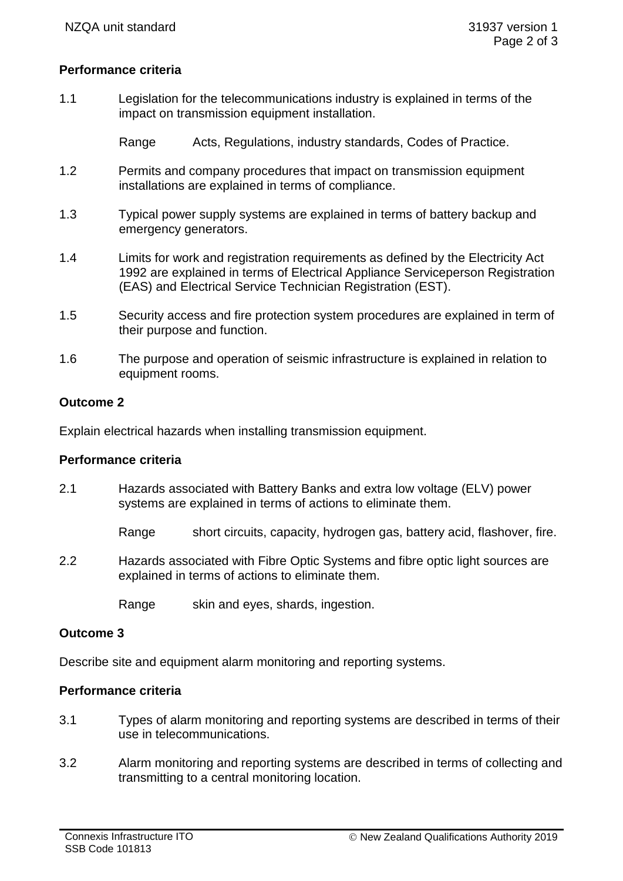## Performance criteria

1.1 Legislation for the telecommunications industry is explained in terms of the impact on transmission equipment installation.

Range Acts, Regulations, industry standards, Codes of Practice.

1.2 Permits and company procedures that impact on transmission equipment installations are explained in terms of compliance.

1.3 Typical power supply systems are explained in terms of battery backup and emergency generators.

1.4 Limits for work and registration requirements as defined by the Electricity Act 1992 are explained in terms of Electrical Appliance Serviceperson Registration (EAS) and Electrical Service Technician Registration (EST).

1.5 Security access and fire protection system procedures are explained in term of their purpose and function.

1.6 The purpose and operation of seismic infrastructure is explained in relation to equipment rooms.

## Outcome 2

Explain electrical hazards when installing transmission equipment.

## Performance criteria

2.1 Hazards associated with Battery Banks and extra low voltage (ELV) power systems are explained in terms of actions to eliminate them.

Range short circuits, capacity, hydrogen gas, battery acid, flashover, fire.

2.2 Hazards associated with Fibre Optic Systems and fibre optic light sources are explained in terms of actions to eliminate them.

Range skin and eyes, shards, ingestion.

## Outcome 3

Describe site and equipment alarm monitoring and reporting systems.

## Performance criteria

3.1 Types of alarm monitoring and reporting systems are described in terms of their use in telecommunications.

3.2 Alarm monitoring and reporting systems are described in terms of collecting and transmitting to a central monitoring location.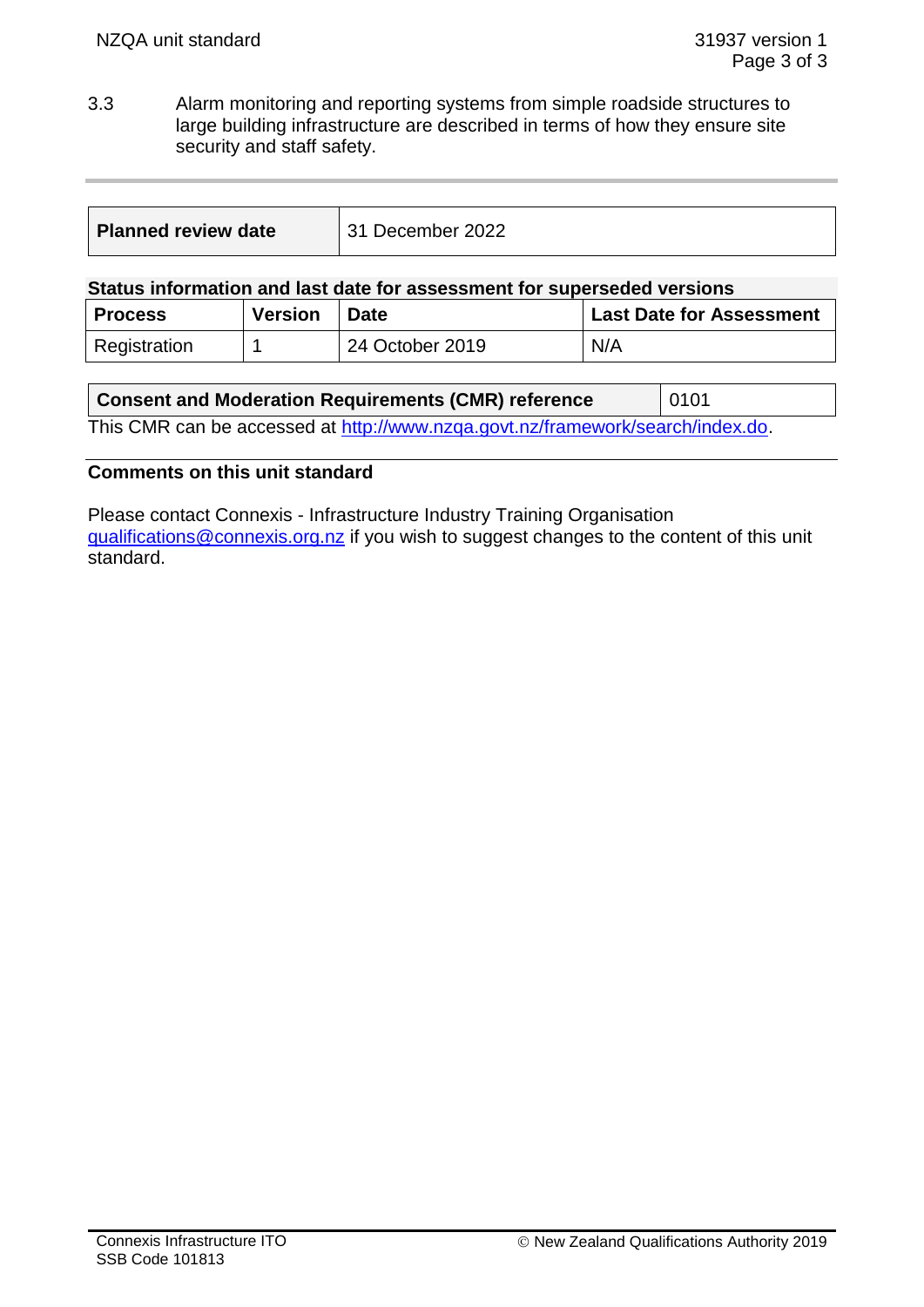3.3 Alarm monitoring and reporting systems from simple roadside structures to large building infrastructure are described in terms of how they ensure site security and staff safety.

---

| | |
|---|---|
| **Planned review date** | 31 December 2022 |

**Status information and last date for assessment for superseded versions**

| Process | Version | Date | Last Date for Assessment |
|---|---|---|---|
| Registration | 1 | 24 October 2019 | N/A |

| | |
|---|---|
| **Consent and Moderation Requirements (CMR) reference** | 0101 |

This CMR can be accessed at http://www.nzqa.govt.nz/framework/search/index.do.

**Comments on this unit standard**

Please contact Connexis - Infrastructure Industry Training Organisation qualifications@connexis.org.nz if you wish to suggest changes to the content of this unit standard.